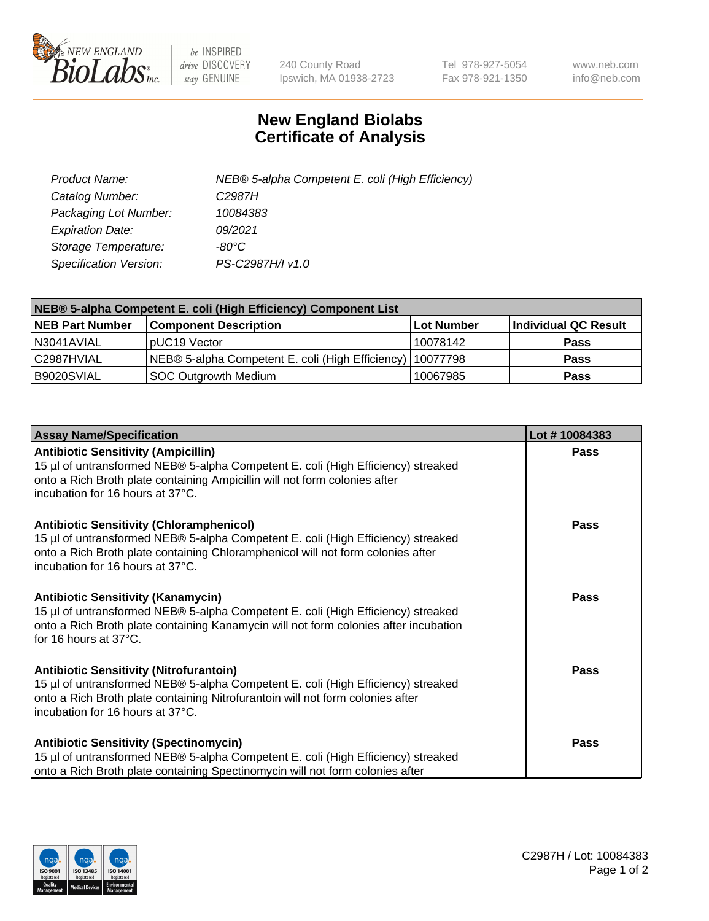# New England Biolabs Certificate of Analysis

| | |
|---|---|
| *Product Name:* | *NEB® 5-alpha Competent E. coli (High Efficiency)* |
| *Catalog Number:* | *C2987H* |
| *Packaging Lot Number:* | *10084383* |
| *Expiration Date:* | *09/2021* |
| *Storage Temperature:* | *-80°C* |
| *Specification Version:* | *PS-C2987H/I v1.0* |

| NEB® 5-alpha Competent E. coli (High Efficiency) Component List | | | |
|---|---|---|---|
| **NEB Part Number** | **Component Description** | **Lot Number** | **Individual QC Result** |
| N3041AVIAL | pUC19 Vector | 10078142 | **Pass** |
| C2987HVIAL | NEB® 5-alpha Competent E. coli (High Efficiency) | 10077798 | **Pass** |
| B9020SVIAL | SOC Outgrowth Medium | 10067985 | **Pass** |

| Assay Name/Specification | Lot # 10084383 |
|---|---|
| **Antibiotic Sensitivity (Ampicillin)**<br>15 µl of untransformed NEB® 5-alpha Competent E. coli (High Efficiency) streaked onto a Rich Broth plate containing Ampicillin will not form colonies after incubation for 16 hours at 37°C. | **Pass** |
| **Antibiotic Sensitivity (Chloramphenicol)**<br>15 µl of untransformed NEB® 5-alpha Competent E. coli (High Efficiency) streaked onto a Rich Broth plate containing Chloramphenicol will not form colonies after incubation for 16 hours at 37°C. | **Pass** |
| **Antibiotic Sensitivity (Kanamycin)**<br>15 µl of untransformed NEB® 5-alpha Competent E. coli (High Efficiency) streaked onto a Rich Broth plate containing Kanamycin will not form colonies after incubation for 16 hours at 37°C. | **Pass** |
| **Antibiotic Sensitivity (Nitrofurantoin)**<br>15 µl of untransformed NEB® 5-alpha Competent E. coli (High Efficiency) streaked onto a Rich Broth plate containing Nitrofurantoin will not form colonies after incubation for 16 hours at 37°C. | **Pass** |
| **Antibiotic Sensitivity (Spectinomycin)**<br>15 µl of untransformed NEB® 5-alpha Competent E. coli (High Efficiency) streaked onto a Rich Broth plate containing Spectinomycin will not form colonies after | **Pass** |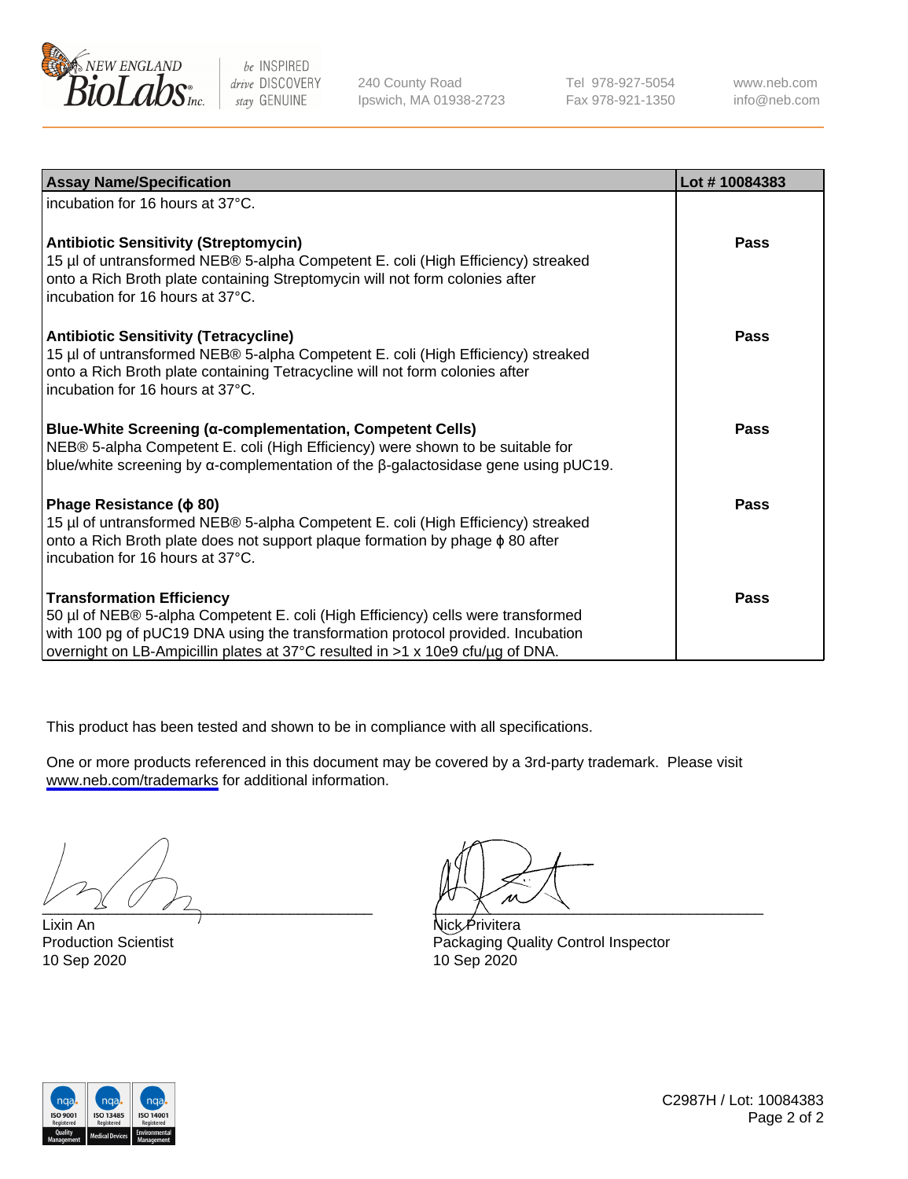| Assay Name/Specification | Lot # 10084383 |
| --- | --- |
| incubation for 16 hours at 37°C. | |
| **Antibiotic Sensitivity (Streptomycin)**<br>15 µl of untransformed NEB® 5-alpha Competent E. coli (High Efficiency) streaked onto a Rich Broth plate containing Streptomycin will not form colonies after incubation for 16 hours at 37°C. | **Pass** |
| **Antibiotic Sensitivity (Tetracycline)**<br>15 µl of untransformed NEB® 5-alpha Competent E. coli (High Efficiency) streaked onto a Rich Broth plate containing Tetracycline will not form colonies after incubation for 16 hours at 37°C. | **Pass** |
| **Blue-White Screening (α-complementation, Competent Cells)**<br>NEB® 5-alpha Competent E. coli (High Efficiency) were shown to be suitable for blue/white screening by α-complementation of the β-galactosidase gene using pUC19. | **Pass** |
| **Phage Resistance (ϕ 80)**<br>15 µl of untransformed NEB® 5-alpha Competent E. coli (High Efficiency) streaked onto a Rich Broth plate does not support plaque formation by phage ϕ 80 after incubation for 16 hours at 37°C. | **Pass** |
| **Transformation Efficiency**<br>50 µl of NEB® 5-alpha Competent E. coli (High Efficiency) cells were transformed with 100 pg of pUC19 DNA using the transformation protocol provided. Incubation overnight on LB-Ampicillin plates at 37°C resulted in >1 x 10e9 cfu/µg of DNA. | **Pass** |

This product has been tested and shown to be in compliance with all specifications.

One or more products referenced in this document may be covered by a 3rd-party trademark. Please visit www.neb.com/trademarks for additional information.

Lixin An
Production Scientist
10 Sep 2020

Nick Privitera
Packaging Quality Control Inspector
10 Sep 2020

C2987H / Lot: 10084383